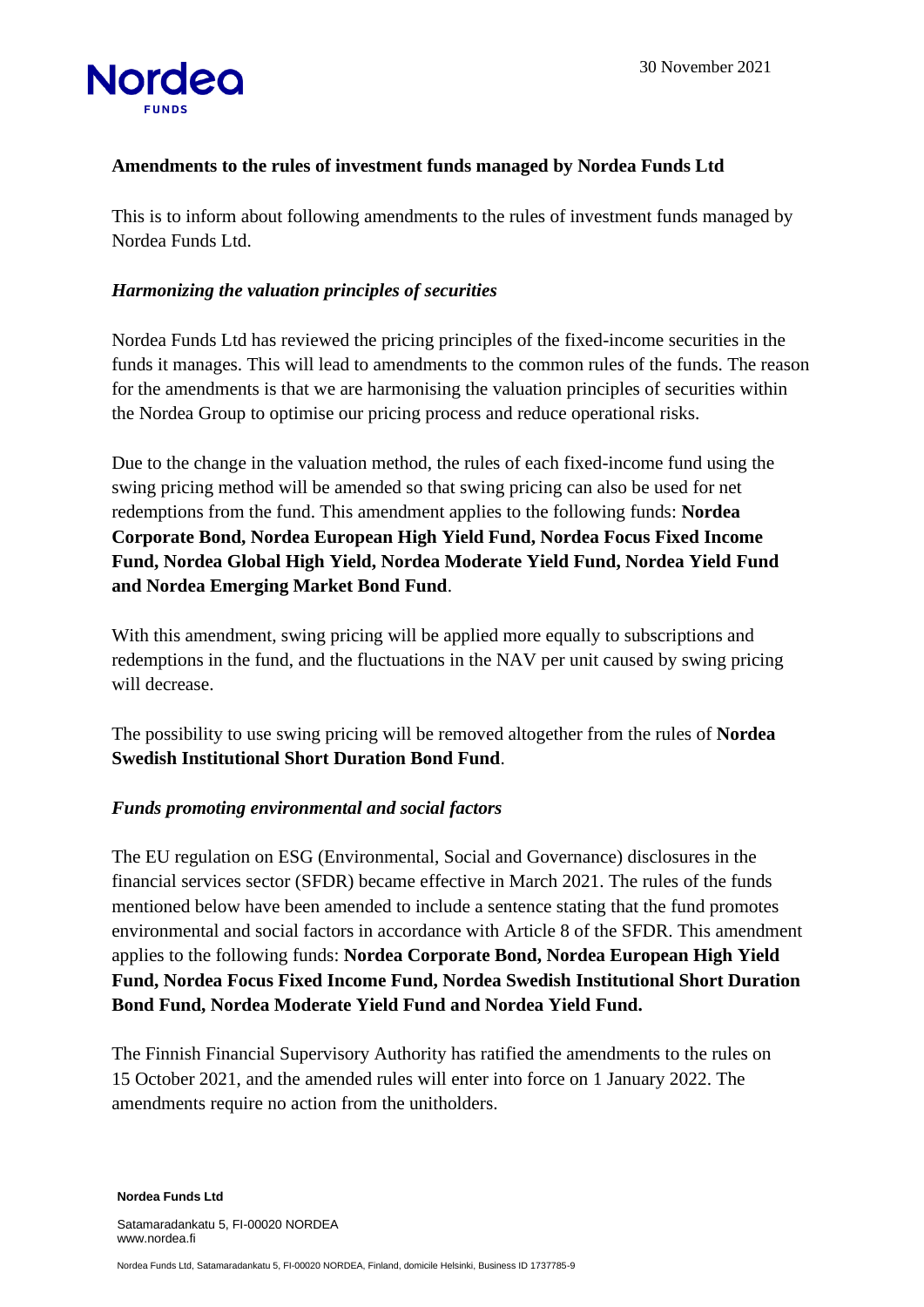30 November 2021

**Amendments to the rules of investment funds managed by Nordea Funds Ltd**

This is to inform about following amendments to the rules of investment funds managed by Nordea Funds Ltd.

***Harmonizing the valuation principles of securities***

Nordea Funds Ltd has reviewed the pricing principles of the fixed-income securities in the funds it manages. This will lead to amendments to the common rules of the funds. The reason for the amendments is that we are harmonising the valuation principles of securities within the Nordea Group to optimise our pricing process and reduce operational risks.

Due to the change in the valuation method, the rules of each fixed-income fund using the swing pricing method will be amended so that swing pricing can also be used for net redemptions from the fund. This amendment applies to the following funds: **Nordea Corporate Bond, Nordea European High Yield Fund, Nordea Focus Fixed Income Fund, Nordea Global High Yield, Nordea Moderate Yield Fund, Nordea Yield Fund and Nordea Emerging Market Bond Fund**.

With this amendment, swing pricing will be applied more equally to subscriptions and redemptions in the fund, and the fluctuations in the NAV per unit caused by swing pricing will decrease.

The possibility to use swing pricing will be removed altogether from the rules of **Nordea Swedish Institutional Short Duration Bond Fund**.

***Funds promoting environmental and social factors***

The EU regulation on ESG (Environmental, Social and Governance) disclosures in the financial services sector (SFDR) became effective in March 2021. The rules of the funds mentioned below have been amended to include a sentence stating that the fund promotes environmental and social factors in accordance with Article 8 of the SFDR. This amendment applies to the following funds: **Nordea Corporate Bond, Nordea European High Yield Fund, Nordea Focus Fixed Income Fund, Nordea Swedish Institutional Short Duration Bond Fund, Nordea Moderate Yield Fund and Nordea Yield Fund.**

The Finnish Financial Supervisory Authority has ratified the amendments to the rules on 15 October 2021, and the amended rules will enter into force on 1 January 2022. The amendments require no action from the unitholders.

**Nordea Funds Ltd**

Satamaradankatu 5, FI-00020 NORDEA
www.nordea.fi

Nordea Funds Ltd, Satamaradankatu 5, FI-00020 NORDEA, Finland, domicile Helsinki, Business ID 1737785-9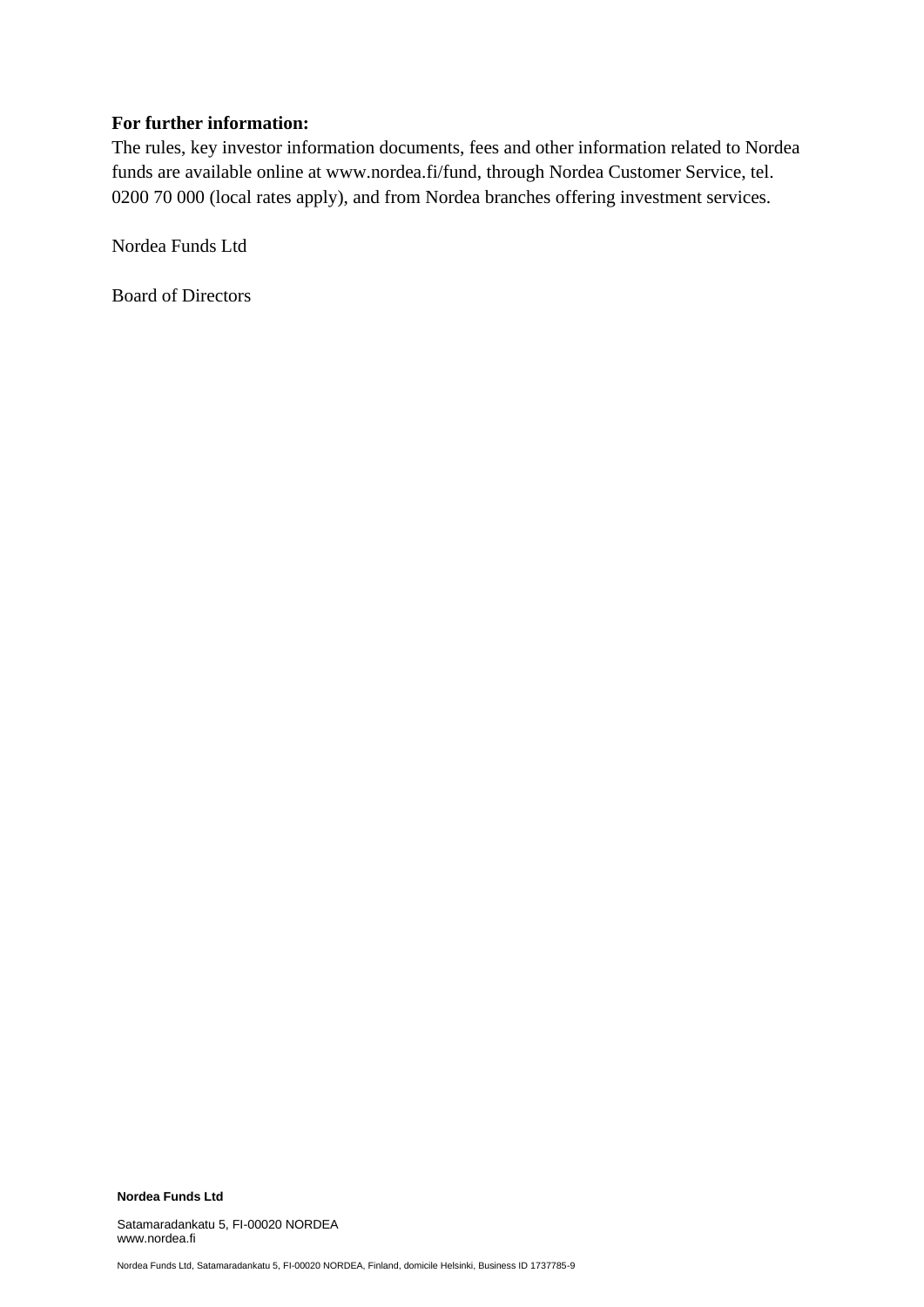**For further information:**

The rules, key investor information documents, fees and other information related to Nordea funds are available online at www.nordea.fi/fund, through Nordea Customer Service, tel. 0200 70 000 (local rates apply), and from Nordea branches offering investment services.

Nordea Funds Ltd

Board of Directors

**Nordea Funds Ltd**

Satamaradankatu 5, FI-00020 NORDEA
www.nordea.fi

Nordea Funds Ltd, Satamaradankatu 5, FI-00020 NORDEA, Finland, domicile Helsinki, Business ID 1737785-9